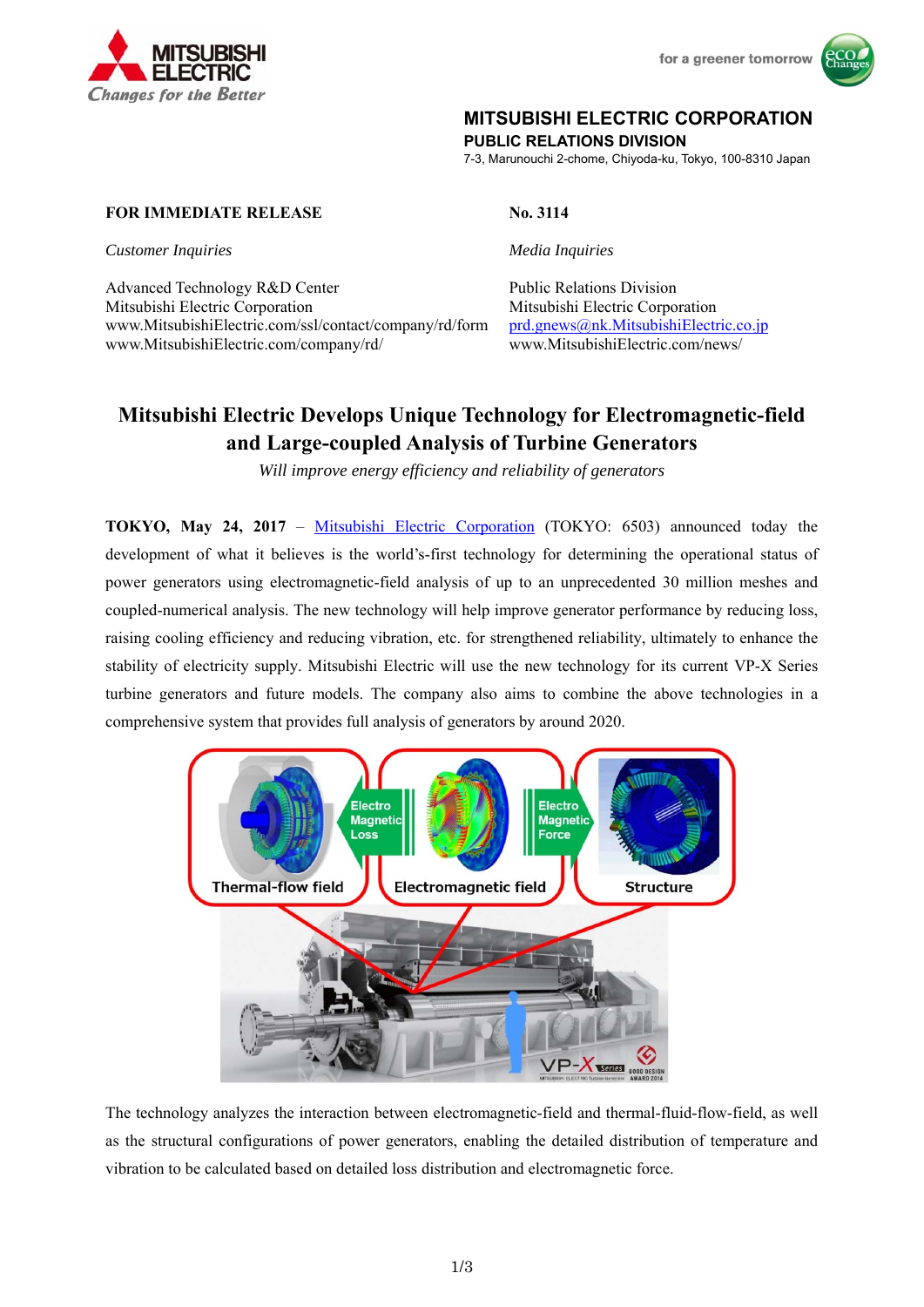MITSUBISHI ELECTRIC
*Changes for the Better*

for a greener tomorrow

**MITSUBISHI ELECTRIC CORPORATION**
**PUBLIC RELATIONS DIVISION**
7-3, Marunouchi 2-chome, Chiyoda-ku, Tokyo, 100-8310 Japan

**FOR IMMEDIATE RELEASE**

**No. 3114**

*Customer Inquiries*

Advanced Technology R&D Center
Mitsubishi Electric Corporation
www.MitsubishiElectric.com/ssl/contact/company/rd/form
www.MitsubishiElectric.com/company/rd/

*Media Inquiries*

Public Relations Division
Mitsubishi Electric Corporation
prd.gnews@nk.MitsubishiElectric.co.jp
www.MitsubishiElectric.com/news/

# Mitsubishi Electric Develops Unique Technology for Electromagnetic-field and Large-coupled Analysis of Turbine Generators

*Will improve energy efficiency and reliability of generators*

**TOKYO, May 24, 2017** – Mitsubishi Electric Corporation (TOKYO: 6503) announced today the development of what it believes is the world's-first technology for determining the operational status of power generators using electromagnetic-field analysis of up to an unprecedented 30 million meshes and coupled-numerical analysis. The new technology will help improve generator performance by reducing loss, raising cooling efficiency and reducing vibration, etc. for strengthened reliability, ultimately to enhance the stability of electricity supply. Mitsubishi Electric will use the new technology for its current VP-X Series turbine generators and future models. The company also aims to combine the above technologies in a comprehensive system that provides full analysis of generators by around 2020.

Thermal-flow field ← Electro Magnetic Loss — Electromagnetic field — Electro Magnetic Force → Structure

The technology analyzes the interaction between electromagnetic-field and thermal-fluid-flow-field, as well as the structural configurations of power generators, enabling the detailed distribution of temperature and vibration to be calculated based on detailed loss distribution and electromagnetic force.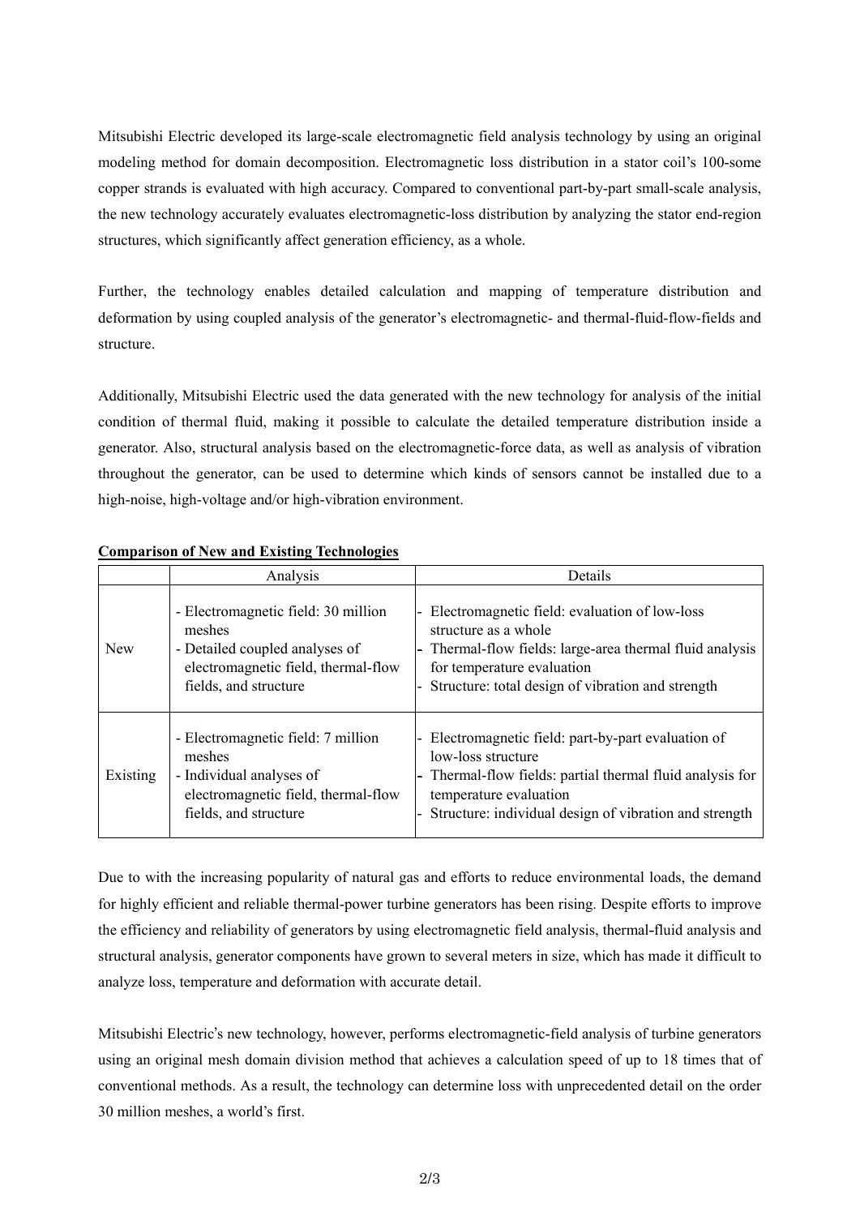Mitsubishi Electric developed its large-scale electromagnetic field analysis technology by using an original modeling method for domain decomposition. Electromagnetic loss distribution in a stator coil's 100-some copper strands is evaluated with high accuracy. Compared to conventional part-by-part small-scale analysis, the new technology accurately evaluates electromagnetic-loss distribution by analyzing the stator end-region structures, which significantly affect generation efficiency, as a whole.

Further, the technology enables detailed calculation and mapping of temperature distribution and deformation by using coupled analysis of the generator's electromagnetic- and thermal-fluid-flow-fields and structure.

Additionally, Mitsubishi Electric used the data generated with the new technology for analysis of the initial condition of thermal fluid, making it possible to calculate the detailed temperature distribution inside a generator. Also, structural analysis based on the electromagnetic-force data, as well as analysis of vibration throughout the generator, can be used to determine which kinds of sensors cannot be installed due to a high-noise, high-voltage and/or high-vibration environment.

**Comparison of New and Existing Technologies**

| | Analysis | Details |
|---|---|---|
| New | - Electromagnetic field: 30 million meshes<br>- Detailed coupled analyses of electromagnetic field, thermal-flow fields, and structure | - Electromagnetic field: evaluation of low-loss structure as a whole<br>- Thermal-flow fields: large-area thermal fluid analysis for temperature evaluation<br>- Structure: total design of vibration and strength |
| Existing | - Electromagnetic field: 7 million meshes<br>- Individual analyses of electromagnetic field, thermal-flow fields, and structure | - Electromagnetic field: part-by-part evaluation of low-loss structure<br>- Thermal-flow fields: partial thermal fluid analysis for temperature evaluation<br>- Structure: individual design of vibration and strength |

Due to with the increasing popularity of natural gas and efforts to reduce environmental loads, the demand for highly efficient and reliable thermal-power turbine generators has been rising. Despite efforts to improve the efficiency and reliability of generators by using electromagnetic field analysis, thermal-fluid analysis and structural analysis, generator components have grown to several meters in size, which has made it difficult to analyze loss, temperature and deformation with accurate detail.

Mitsubishi Electric's new technology, however, performs electromagnetic-field analysis of turbine generators using an original mesh domain division method that achieves a calculation speed of up to 18 times that of conventional methods. As a result, the technology can determine loss with unprecedented detail on the order 30 million meshes, a world's first.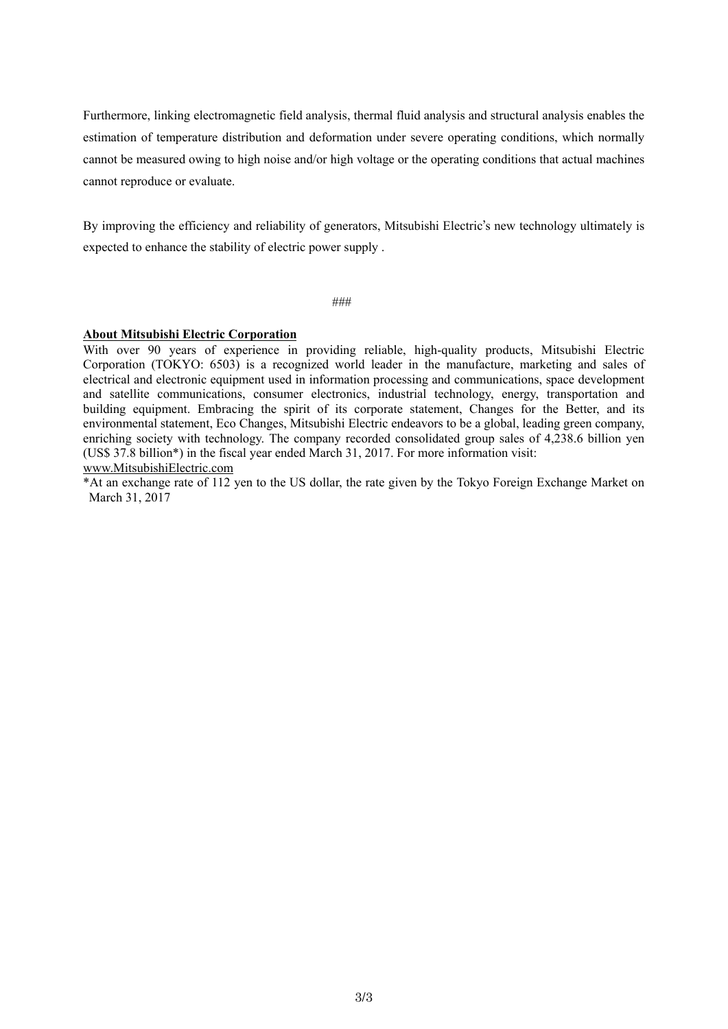Furthermore, linking electromagnetic field analysis, thermal fluid analysis and structural analysis enables the estimation of temperature distribution and deformation under severe operating conditions, which normally cannot be measured owing to high noise and/or high voltage or the operating conditions that actual machines cannot reproduce or evaluate.

By improving the efficiency and reliability of generators, Mitsubishi Electric's new technology ultimately is expected to enhance the stability of electric power supply .

###

**About Mitsubishi Electric Corporation**

With over 90 years of experience in providing reliable, high-quality products, Mitsubishi Electric Corporation (TOKYO: 6503) is a recognized world leader in the manufacture, marketing and sales of electrical and electronic equipment used in information processing and communications, space development and satellite communications, consumer electronics, industrial technology, energy, transportation and building equipment. Embracing the spirit of its corporate statement, Changes for the Better, and its environmental statement, Eco Changes, Mitsubishi Electric endeavors to be a global, leading green company, enriching society with technology. The company recorded consolidated group sales of 4,238.6 billion yen (US$ 37.8 billion*) in the fiscal year ended March 31, 2017. For more information visit: www.MitsubishiElectric.com

*At an exchange rate of 112 yen to the US dollar, the rate given by the Tokyo Foreign Exchange Market on March 31, 2017